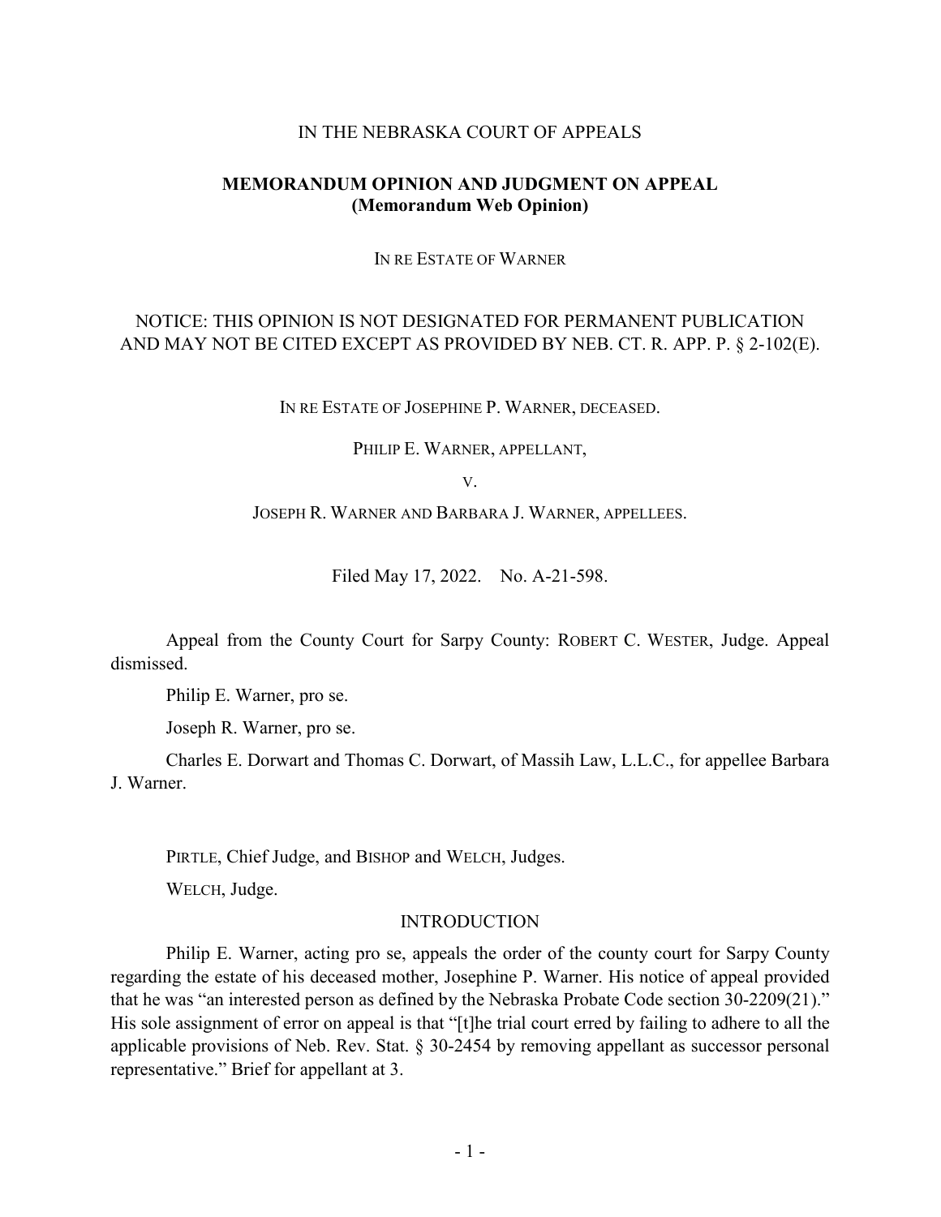IN THE NEBRASKA COURT OF APPEALS

**MEMORANDUM OPINION AND JUDGMENT ON APPEAL**
**(Memorandum Web Opinion)**

IN RE ESTATE OF WARNER

NOTICE: THIS OPINION IS NOT DESIGNATED FOR PERMANENT PUBLICATION AND MAY NOT BE CITED EXCEPT AS PROVIDED BY NEB. CT. R. APP. P. § 2-102(E).

IN RE ESTATE OF JOSEPHINE P. WARNER, DECEASED.

PHILIP E. WARNER, APPELLANT,

V.

JOSEPH R. WARNER AND BARBARA J. WARNER, APPELLEES.

Filed May 17, 2022. No. A-21-598.

Appeal from the County Court for Sarpy County: ROBERT C. WESTER, Judge. Appeal dismissed.

Philip E. Warner, pro se.

Joseph R. Warner, pro se.

Charles E. Dorwart and Thomas C. Dorwart, of Massih Law, L.L.C., for appellee Barbara J. Warner.

PIRTLE, Chief Judge, and BISHOP and WELCH, Judges.

WELCH, Judge.

## INTRODUCTION

Philip E. Warner, acting pro se, appeals the order of the county court for Sarpy County regarding the estate of his deceased mother, Josephine P. Warner. His notice of appeal provided that he was "an interested person as defined by the Nebraska Probate Code section 30-2209(21)." His sole assignment of error on appeal is that "[t]he trial court erred by failing to adhere to all the applicable provisions of Neb. Rev. Stat. § 30-2454 by removing appellant as successor personal representative." Brief for appellant at 3.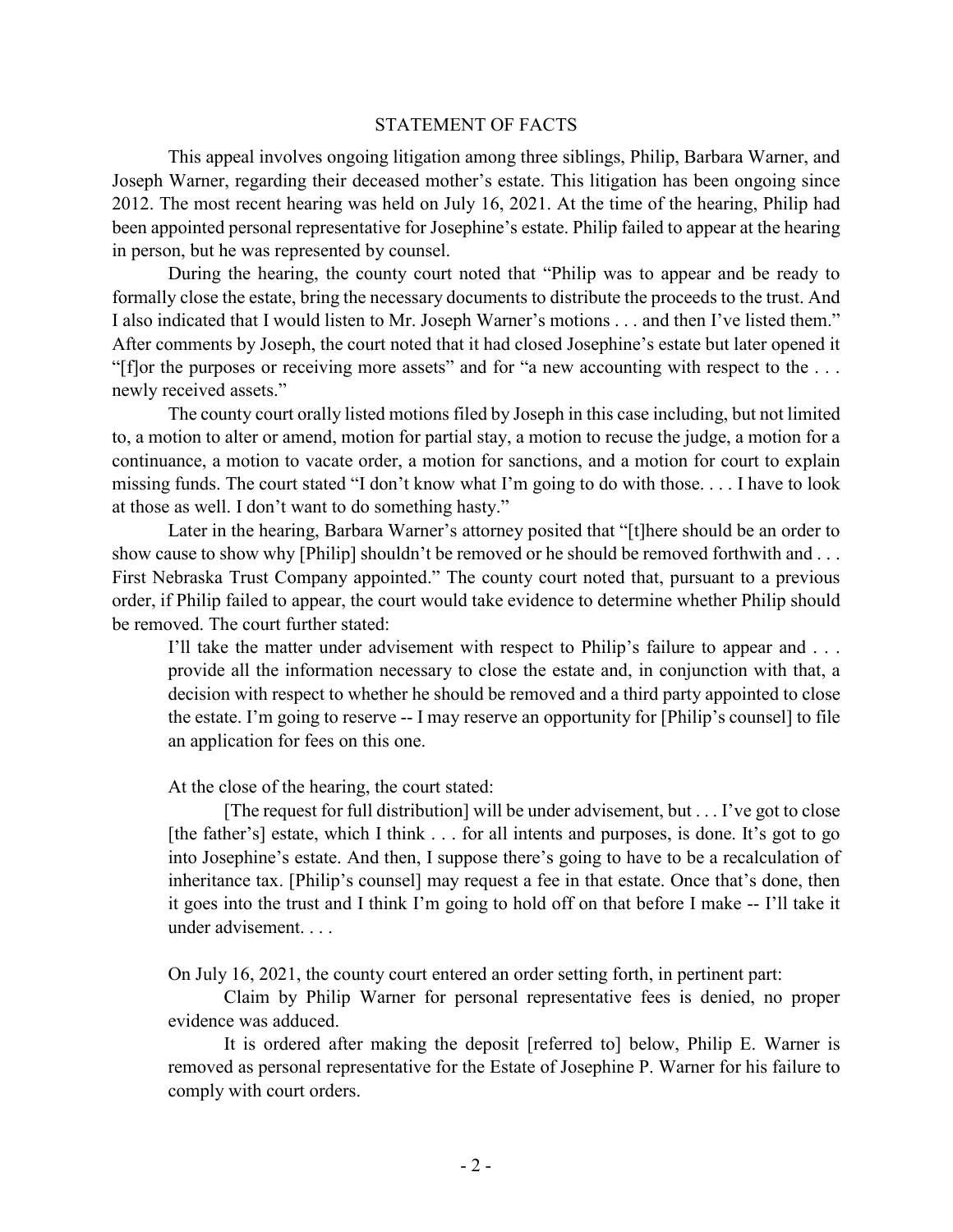## STATEMENT OF FACTS

This appeal involves ongoing litigation among three siblings, Philip, Barbara Warner, and Joseph Warner, regarding their deceased mother's estate. This litigation has been ongoing since 2012. The most recent hearing was held on July 16, 2021. At the time of the hearing, Philip had been appointed personal representative for Josephine's estate. Philip failed to appear at the hearing in person, but he was represented by counsel.

During the hearing, the county court noted that "Philip was to appear and be ready to formally close the estate, bring the necessary documents to distribute the proceeds to the trust. And I also indicated that I would listen to Mr. Joseph Warner's motions . . . and then I've listed them." After comments by Joseph, the court noted that it had closed Josephine's estate but later opened it "[f]or the purposes or receiving more assets" and for "a new accounting with respect to the . . . newly received assets."

The county court orally listed motions filed by Joseph in this case including, but not limited to, a motion to alter or amend, motion for partial stay, a motion to recuse the judge, a motion for a continuance, a motion to vacate order, a motion for sanctions, and a motion for court to explain missing funds. The court stated "I don't know what I'm going to do with those. . . . I have to look at those as well. I don't want to do something hasty."

Later in the hearing, Barbara Warner's attorney posited that "[t]here should be an order to show cause to show why [Philip] shouldn't be removed or he should be removed forthwith and . . . First Nebraska Trust Company appointed." The county court noted that, pursuant to a previous order, if Philip failed to appear, the court would take evidence to determine whether Philip should be removed. The court further stated:

> I'll take the matter under advisement with respect to Philip's failure to appear and . . . provide all the information necessary to close the estate and, in conjunction with that, a decision with respect to whether he should be removed and a third party appointed to close the estate. I'm going to reserve -- I may reserve an opportunity for [Philip's counsel] to file an application for fees on this one.

At the close of the hearing, the court stated:

> [The request for full distribution] will be under advisement, but . . . I've got to close [the father's] estate, which I think . . . for all intents and purposes, is done. It's got to go into Josephine's estate. And then, I suppose there's going to have to be a recalculation of inheritance tax. [Philip's counsel] may request a fee in that estate. Once that's done, then it goes into the trust and I think I'm going to hold off on that before I make -- I'll take it under advisement. . . .

On July 16, 2021, the county court entered an order setting forth, in pertinent part:

> Claim by Philip Warner for personal representative fees is denied, no proper evidence was adduced.
>
> It is ordered after making the deposit [referred to] below, Philip E. Warner is removed as personal representative for the Estate of Josephine P. Warner for his failure to comply with court orders.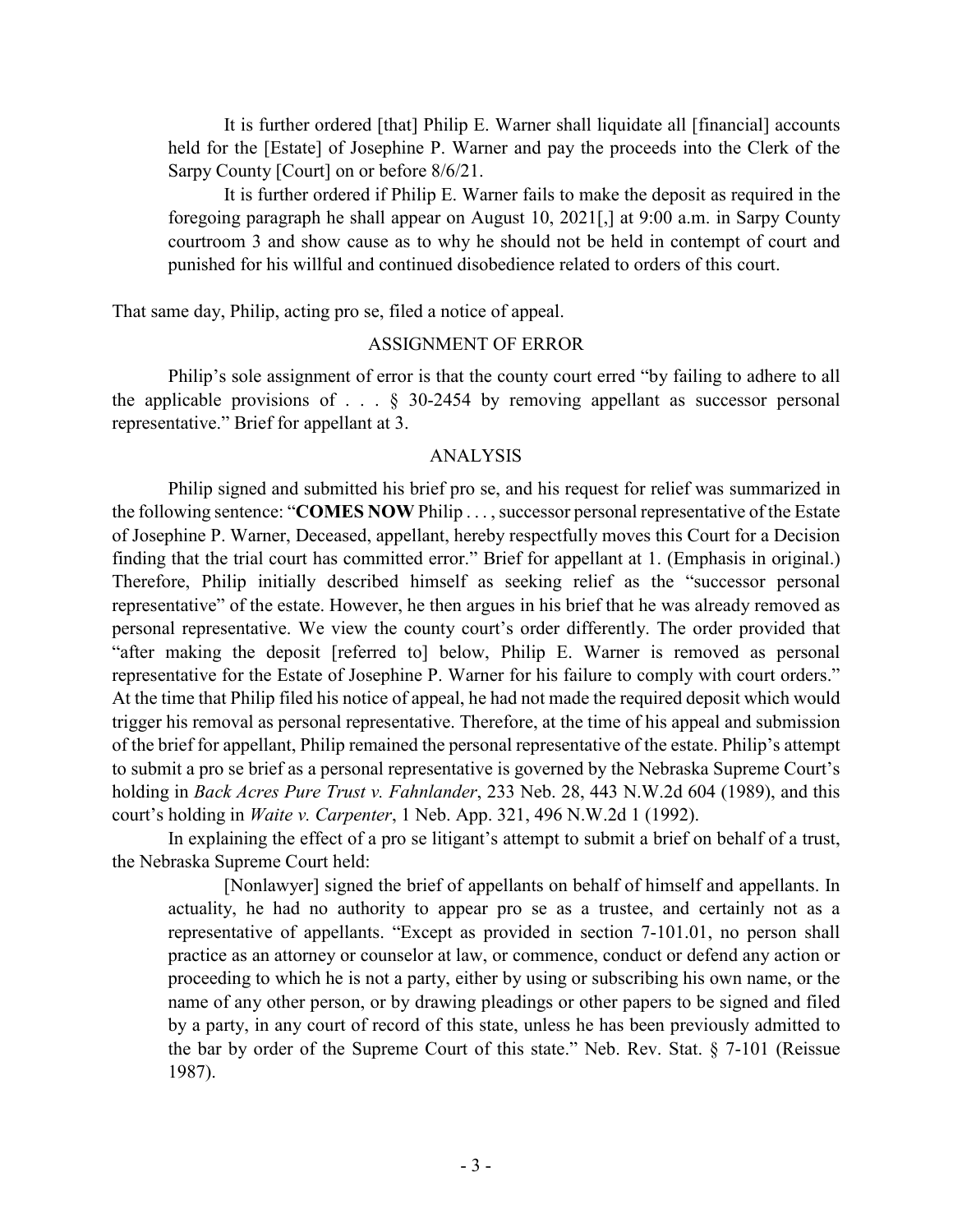> It is further ordered [that] Philip E. Warner shall liquidate all [financial] accounts held for the [Estate] of Josephine P. Warner and pay the proceeds into the Clerk of the Sarpy County [Court] on or before 8/6/21.
>
> It is further ordered if Philip E. Warner fails to make the deposit as required in the foregoing paragraph he shall appear on August 10, 2021[,] at 9:00 a.m. in Sarpy County courtroom 3 and show cause as to why he should not be held in contempt of court and punished for his willful and continued disobedience related to orders of this court.

That same day, Philip, acting pro se, filed a notice of appeal.

## ASSIGNMENT OF ERROR

Philip's sole assignment of error is that the county court erred "by failing to adhere to all the applicable provisions of . . . § 30-2454 by removing appellant as successor personal representative." Brief for appellant at 3.

## ANALYSIS

Philip signed and submitted his brief pro se, and his request for relief was summarized in the following sentence: "**COMES NOW** Philip . . . , successor personal representative of the Estate of Josephine P. Warner, Deceased, appellant, hereby respectfully moves this Court for a Decision finding that the trial court has committed error." Brief for appellant at 1. (Emphasis in original.) Therefore, Philip initially described himself as seeking relief as the "successor personal representative" of the estate. However, he then argues in his brief that he was already removed as personal representative. We view the county court's order differently. The order provided that "after making the deposit [referred to] below, Philip E. Warner is removed as personal representative for the Estate of Josephine P. Warner for his failure to comply with court orders." At the time that Philip filed his notice of appeal, he had not made the required deposit which would trigger his removal as personal representative. Therefore, at the time of his appeal and submission of the brief for appellant, Philip remained the personal representative of the estate. Philip's attempt to submit a pro se brief as a personal representative is governed by the Nebraska Supreme Court's holding in *Back Acres Pure Trust v. Fahnlander*, 233 Neb. 28, 443 N.W.2d 604 (1989), and this court's holding in *Waite v. Carpenter*, 1 Neb. App. 321, 496 N.W.2d 1 (1992).

In explaining the effect of a pro se litigant's attempt to submit a brief on behalf of a trust, the Nebraska Supreme Court held:

> [Nonlawyer] signed the brief of appellants on behalf of himself and appellants. In actuality, he had no authority to appear pro se as a trustee, and certainly not as a representative of appellants. "Except as provided in section 7-101.01, no person shall practice as an attorney or counselor at law, or commence, conduct or defend any action or proceeding to which he is not a party, either by using or subscribing his own name, or the name of any other person, or by drawing pleadings or other papers to be signed and filed by a party, in any court of record of this state, unless he has been previously admitted to the bar by order of the Supreme Court of this state." Neb. Rev. Stat. § 7-101 (Reissue 1987).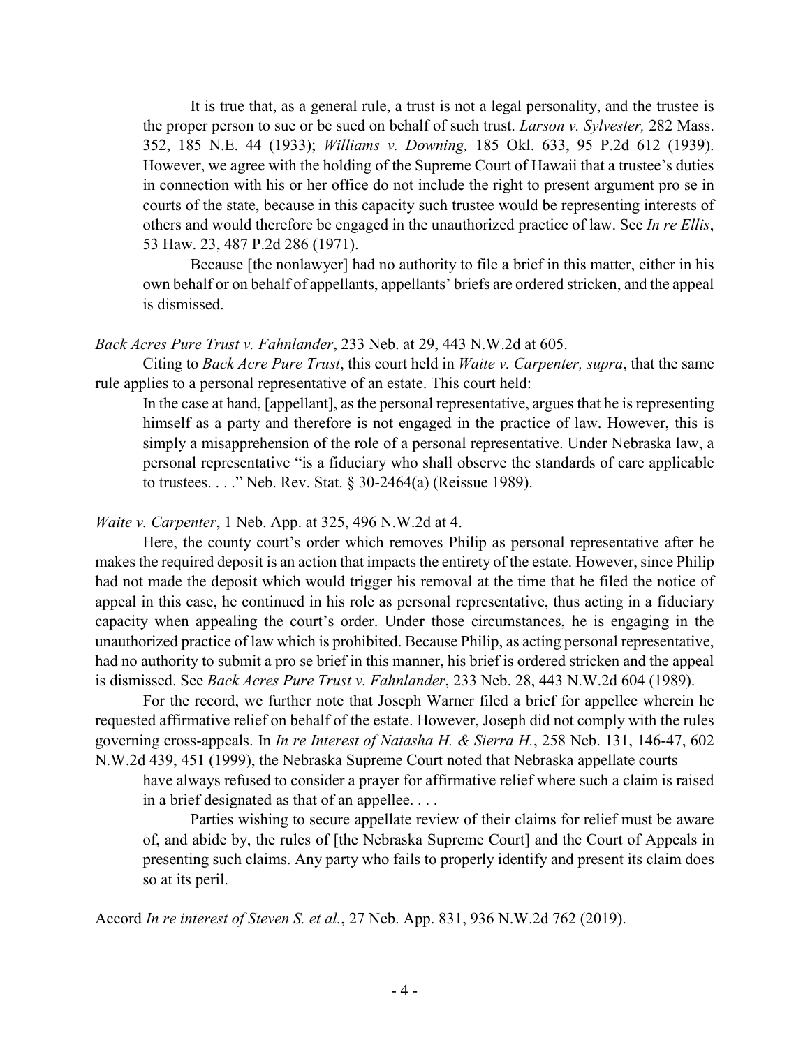> It is true that, as a general rule, a trust is not a legal personality, and the trustee is the proper person to sue or be sued on behalf of such trust. *Larson v. Sylvester,* 282 Mass. 352, 185 N.E. 44 (1933); *Williams v. Downing,* 185 Okl. 633, 95 P.2d 612 (1939). However, we agree with the holding of the Supreme Court of Hawaii that a trustee's duties in connection with his or her office do not include the right to present argument pro se in courts of the state, because in this capacity such trustee would be representing interests of others and would therefore be engaged in the unauthorized practice of law. See *In re Ellis*, 53 Haw. 23, 487 P.2d 286 (1971).
>
> Because [the nonlawyer] had no authority to file a brief in this matter, either in his own behalf or on behalf of appellants, appellants' briefs are ordered stricken, and the appeal is dismissed.

*Back Acres Pure Trust v. Fahnlander*, 233 Neb. at 29, 443 N.W.2d at 605.

Citing to *Back Acre Pure Trust*, this court held in *Waite v. Carpenter, supra*, that the same rule applies to a personal representative of an estate. This court held:

> In the case at hand, [appellant], as the personal representative, argues that he is representing himself as a party and therefore is not engaged in the practice of law. However, this is simply a misapprehension of the role of a personal representative. Under Nebraska law, a personal representative "is a fiduciary who shall observe the standards of care applicable to trustees. . . ." Neb. Rev. Stat. § 30-2464(a) (Reissue 1989).

*Waite v. Carpenter*, 1 Neb. App. at 325, 496 N.W.2d at 4.

Here, the county court's order which removes Philip as personal representative after he makes the required deposit is an action that impacts the entirety of the estate. However, since Philip had not made the deposit which would trigger his removal at the time that he filed the notice of appeal in this case, he continued in his role as personal representative, thus acting in a fiduciary capacity when appealing the court's order. Under those circumstances, he is engaging in the unauthorized practice of law which is prohibited. Because Philip, as acting personal representative, had no authority to submit a pro se brief in this manner, his brief is ordered stricken and the appeal is dismissed. See *Back Acres Pure Trust v. Fahnlander*, 233 Neb. 28, 443 N.W.2d 604 (1989).

For the record, we further note that Joseph Warner filed a brief for appellee wherein he requested affirmative relief on behalf of the estate. However, Joseph did not comply with the rules governing cross-appeals. In *In re Interest of Natasha H. & Sierra H.*, 258 Neb. 131, 146-47, 602 N.W.2d 439, 451 (1999), the Nebraska Supreme Court noted that Nebraska appellate courts

> have always refused to consider a prayer for affirmative relief where such a claim is raised in a brief designated as that of an appellee. . . .
>
> Parties wishing to secure appellate review of their claims for relief must be aware of, and abide by, the rules of [the Nebraska Supreme Court] and the Court of Appeals in presenting such claims. Any party who fails to properly identify and present its claim does so at its peril.

Accord *In re interest of Steven S. et al.*, 27 Neb. App. 831, 936 N.W.2d 762 (2019).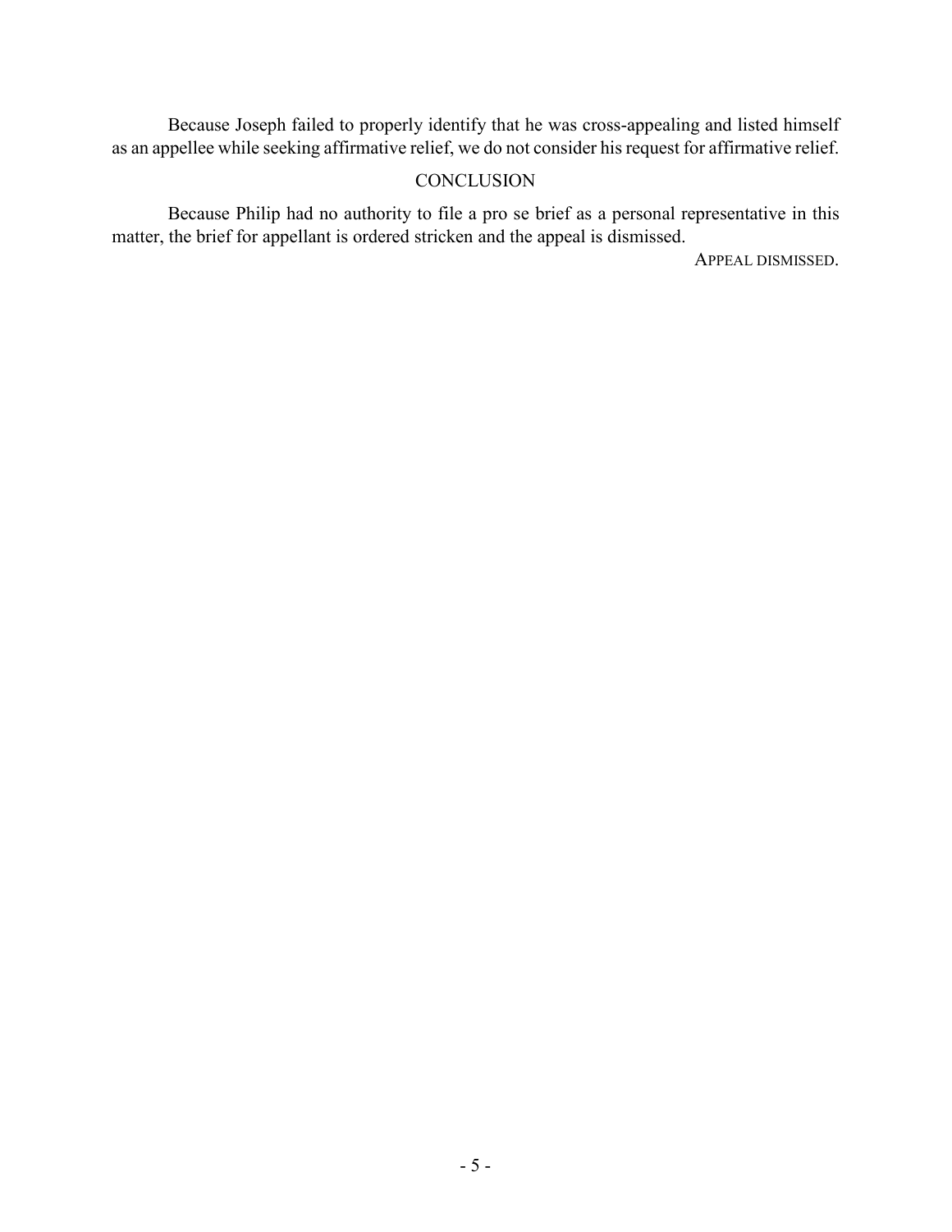Because Joseph failed to properly identify that he was cross-appealing and listed himself as an appellee while seeking affirmative relief, we do not consider his request for affirmative relief.

## CONCLUSION

Because Philip had no authority to file a pro se brief as a personal representative in this matter, the brief for appellant is ordered stricken and the appeal is dismissed.

APPEAL DISMISSED.